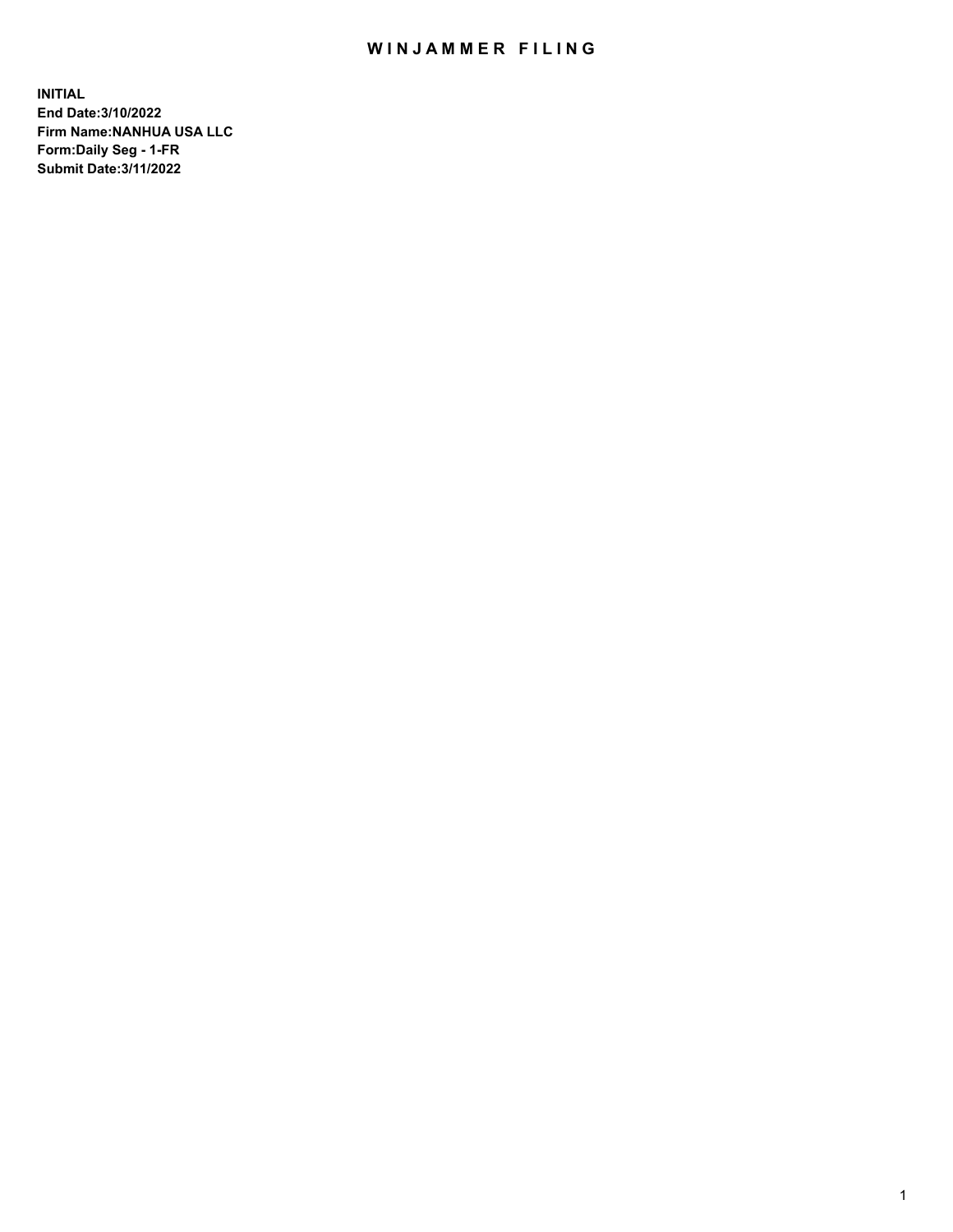# WINJAMMER FILING

**INITIAL**
**End Date:3/10/2022**
**Firm Name:NANHUA USA LLC**
**Form:Daily Seg - 1-FR**
**Submit Date:3/11/2022**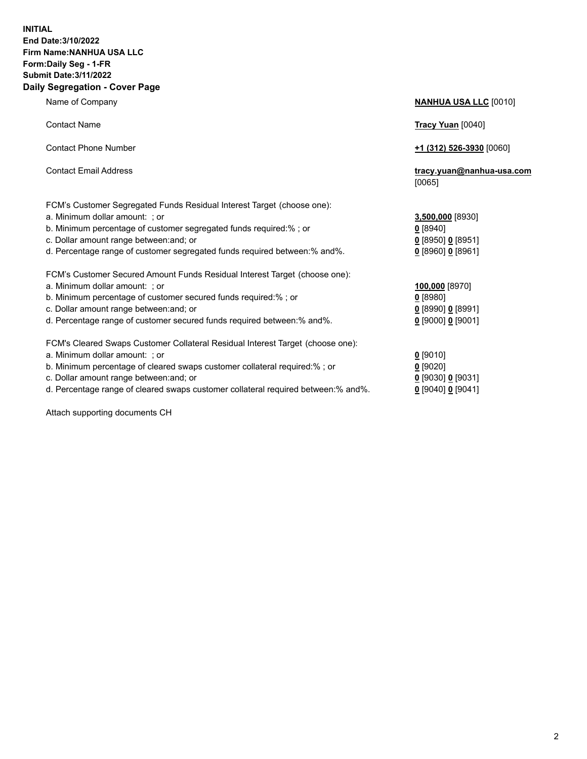**INITIAL**
**End Date:3/10/2022**
**Firm Name:NANHUA USA LLC**
**Form:Daily Seg - 1-FR**
**Submit Date:3/11/2022**

## Daily Segregation - Cover Page

| | |
|---|---|
| Name of Company | **NANHUA USA LLC** [0010] |
| Contact Name | **Tracy Yuan** [0040] |
| Contact Phone Number | **+1 (312) 526-3930** [0060] |
| Contact Email Address | **tracy.yuan@nanhua-usa.com** [0065] |
| FCM's Customer Segregated Funds Residual Interest Target (choose one): | |
| a. Minimum dollar amount: ; or | **3,500,000** [8930] |
| b. Minimum percentage of customer segregated funds required:% ; or | **0** [8940] |
| c. Dollar amount range between:and; or | **0** [8950] **0** [8951] |
| d. Percentage range of customer segregated funds required between:% and%. | **0** [8960] **0** [8961] |
| FCM's Customer Secured Amount Funds Residual Interest Target (choose one): | |
| a. Minimum dollar amount: ; or | **100,000** [8970] |
| b. Minimum percentage of customer secured funds required:% ; or | **0** [8980] |
| c. Dollar amount range between:and; or | **0** [8990] **0** [8991] |
| d. Percentage range of customer secured funds required between:% and%. | **0** [9000] **0** [9001] |
| FCM's Cleared Swaps Customer Collateral Residual Interest Target (choose one): | |
| a. Minimum dollar amount: ; or | **0** [9010] |
| b. Minimum percentage of cleared swaps customer collateral required:% ; or | **0** [9020] |
| c. Dollar amount range between:and; or | **0** [9030] **0** [9031] |
| d. Percentage range of cleared swaps customer collateral required between:% and%. | **0** [9040] **0** [9041] |

Attach supporting documents CH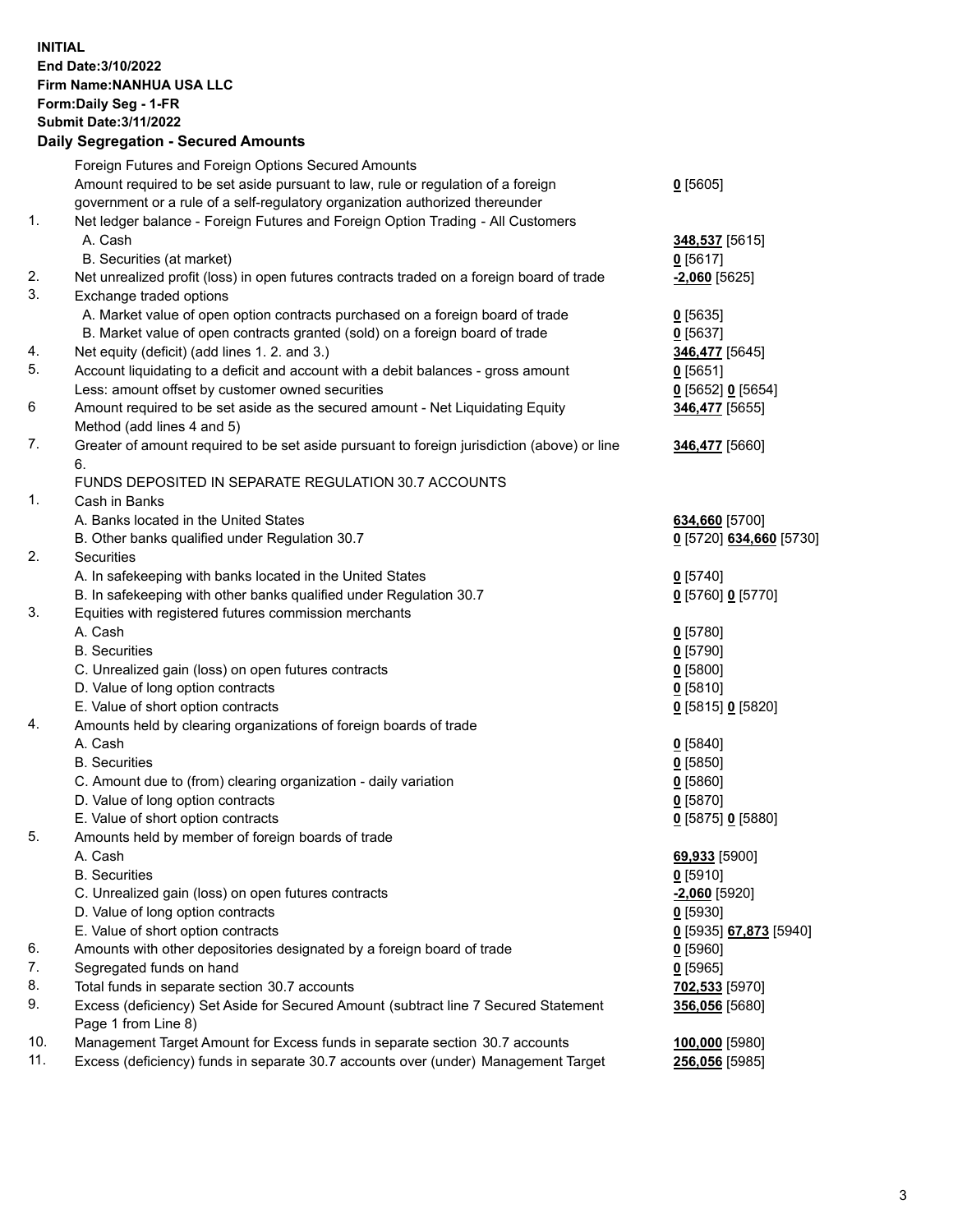**INITIAL**
**End Date:3/10/2022**
**Firm Name:NANHUA USA LLC**
**Form:Daily Seg - 1-FR**
**Submit Date:3/11/2022**

**Daily Segregation - Secured Amounts**

| | | |
|---|---|---|
| | Foreign Futures and Foreign Options Secured Amounts | |
| | Amount required to be set aside pursuant to law, rule or regulation of a foreign government or a rule of a self-regulatory organization authorized thereunder | **0** [5605] |
| 1. | Net ledger balance - Foreign Futures and Foreign Option Trading - All Customers | |
| | A. Cash | **348,537** [5615] |
| | B. Securities (at market) | **0** [5617] |
| 2. | Net unrealized profit (loss) in open futures contracts traded on a foreign board of trade | **-2,060** [5625] |
| 3. | Exchange traded options | |
| | A. Market value of open option contracts purchased on a foreign board of trade | **0** [5635] |
| | B. Market value of open contracts granted (sold) on a foreign board of trade | **0** [5637] |
| 4. | Net equity (deficit) (add lines 1. 2. and 3.) | **346,477** [5645] |
| 5. | Account liquidating to a deficit and account with a debit balances - gross amount | **0** [5651] |
| | Less: amount offset by customer owned securities | **0** [5652] **0** [5654] |
| 6 | Amount required to be set aside as the secured amount - Net Liquidating Equity Method (add lines 4 and 5) | **346,477** [5655] |
| 7. | Greater of amount required to be set aside pursuant to foreign jurisdiction (above) or line 6. | **346,477** [5660] |
| | FUNDS DEPOSITED IN SEPARATE REGULATION 30.7 ACCOUNTS | |
| 1. | Cash in Banks | |
| | A. Banks located in the United States | **634,660** [5700] |
| | B. Other banks qualified under Regulation 30.7 | **0** [5720] **634,660** [5730] |
| 2. | Securities | |
| | A. In safekeeping with banks located in the United States | **0** [5740] |
| | B. In safekeeping with other banks qualified under Regulation 30.7 | **0** [5760] **0** [5770] |
| 3. | Equities with registered futures commission merchants | |
| | A. Cash | **0** [5780] |
| | B. Securities | **0** [5790] |
| | C. Unrealized gain (loss) on open futures contracts | **0** [5800] |
| | D. Value of long option contracts | **0** [5810] |
| | E. Value of short option contracts | **0** [5815] **0** [5820] |
| 4. | Amounts held by clearing organizations of foreign boards of trade | |
| | A. Cash | **0** [5840] |
| | B. Securities | **0** [5850] |
| | C. Amount due to (from) clearing organization - daily variation | **0** [5860] |
| | D. Value of long option contracts | **0** [5870] |
| | E. Value of short option contracts | **0** [5875] **0** [5880] |
| 5. | Amounts held by member of foreign boards of trade | |
| | A. Cash | **69,933** [5900] |
| | B. Securities | **0** [5910] |
| | C. Unrealized gain (loss) on open futures contracts | **-2,060** [5920] |
| | D. Value of long option contracts | **0** [5930] |
| | E. Value of short option contracts | **0** [5935] **67,873** [5940] |
| 6. | Amounts with other depositories designated by a foreign board of trade | **0** [5960] |
| 7. | Segregated funds on hand | **0** [5965] |
| 8. | Total funds in separate section 30.7 accounts | **702,533** [5970] |
| 9. | Excess (deficiency) Set Aside for Secured Amount (subtract line 7 Secured Statement Page 1 from Line 8) | **356,056** [5680] |
| 10. | Management Target Amount for Excess funds in separate section 30.7 accounts | **100,000** [5980] |
| 11. | Excess (deficiency) funds in separate 30.7 accounts over (under) Management Target | **256,056** [5985] |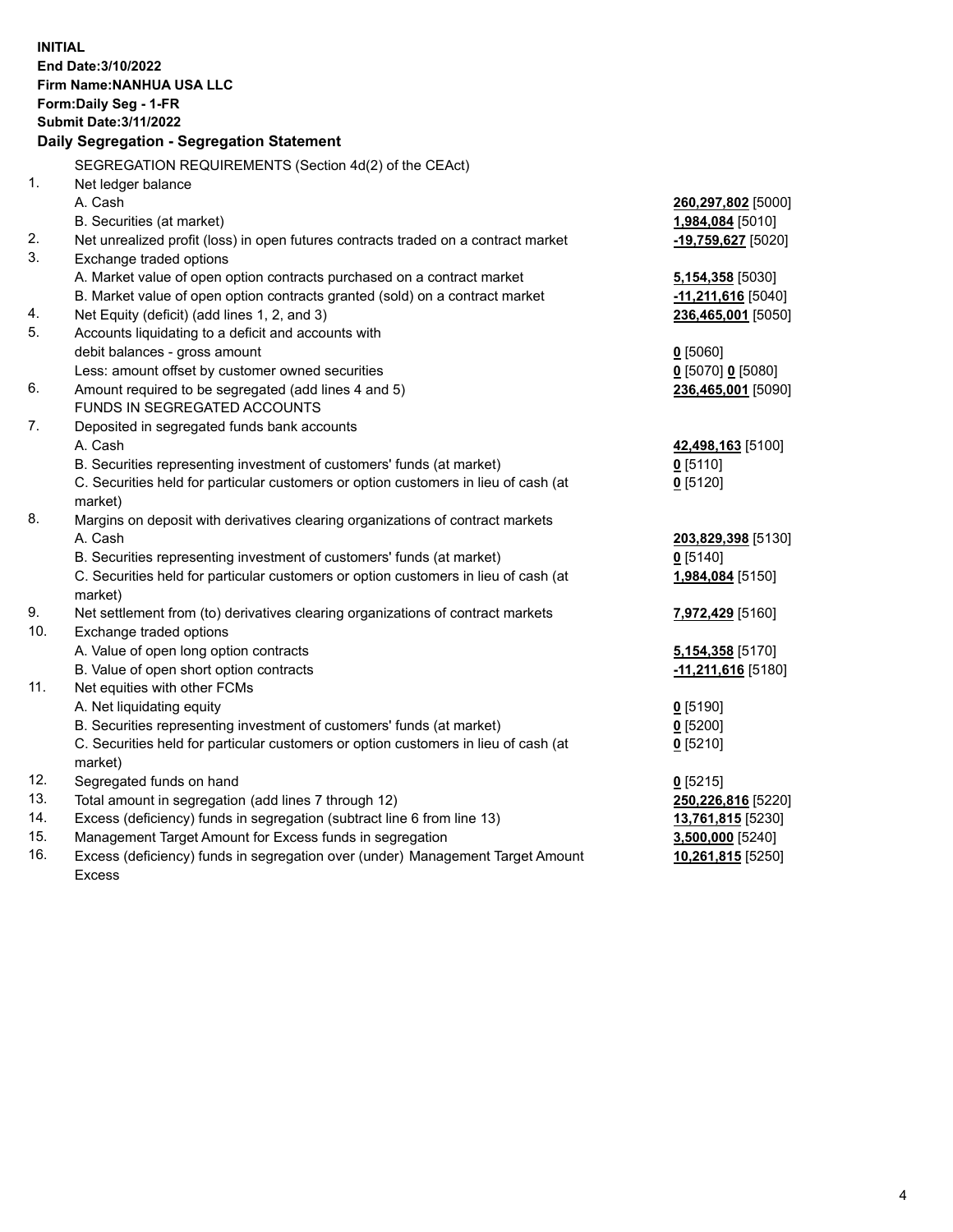**INITIAL**
**End Date:3/10/2022**
**Firm Name:NANHUA USA LLC**
**Form:Daily Seg - 1-FR**
**Submit Date:3/11/2022**

**Daily Segregation - Segregation Statement**

| | | |
|---|---|---|
| | SEGREGATION REQUIREMENTS (Section 4d(2) of the CEAct) | |
| 1. | Net ledger balance | |
| | A. Cash | **260,297,802** [5000] |
| | B. Securities (at market) | **1,984,084** [5010] |
| 2. | Net unrealized profit (loss) in open futures contracts traded on a contract market | **-19,759,627** [5020] |
| 3. | Exchange traded options | |
| | A. Market value of open option contracts purchased on a contract market | **5,154,358** [5030] |
| | B. Market value of open option contracts granted (sold) on a contract market | **-11,211,616** [5040] |
| 4. | Net Equity (deficit) (add lines 1, 2, and 3) | **236,465,001** [5050] |
| 5. | Accounts liquidating to a deficit and accounts with | |
| | debit balances - gross amount | **0** [5060] |
| | Less: amount offset by customer owned securities | **0** [5070] **0** [5080] |
| 6. | Amount required to be segregated (add lines 4 and 5) | **236,465,001** [5090] |
| | FUNDS IN SEGREGATED ACCOUNTS | |
| 7. | Deposited in segregated funds bank accounts | |
| | A. Cash | **42,498,163** [5100] |
| | B. Securities representing investment of customers' funds (at market) | **0** [5110] |
| | C. Securities held for particular customers or option customers in lieu of cash (at market) | **0** [5120] |
| 8. | Margins on deposit with derivatives clearing organizations of contract markets | |
| | A. Cash | **203,829,398** [5130] |
| | B. Securities representing investment of customers' funds (at market) | **0** [5140] |
| | C. Securities held for particular customers or option customers in lieu of cash (at market) | **1,984,084** [5150] |
| 9. | Net settlement from (to) derivatives clearing organizations of contract markets | **7,972,429** [5160] |
| 10. | Exchange traded options | |
| | A. Value of open long option contracts | **5,154,358** [5170] |
| | B. Value of open short option contracts | **-11,211,616** [5180] |
| 11. | Net equities with other FCMs | |
| | A. Net liquidating equity | **0** [5190] |
| | B. Securities representing investment of customers' funds (at market) | **0** [5200] |
| | C. Securities held for particular customers or option customers in lieu of cash (at market) | **0** [5210] |
| 12. | Segregated funds on hand | **0** [5215] |
| 13. | Total amount in segregation (add lines 7 through 12) | **250,226,816** [5220] |
| 14. | Excess (deficiency) funds in segregation (subtract line 6 from line 13) | **13,761,815** [5230] |
| 15. | Management Target Amount for Excess funds in segregation | **3,500,000** [5240] |
| 16. | Excess (deficiency) funds in segregation over (under) Management Target Amount Excess | **10,261,815** [5250] |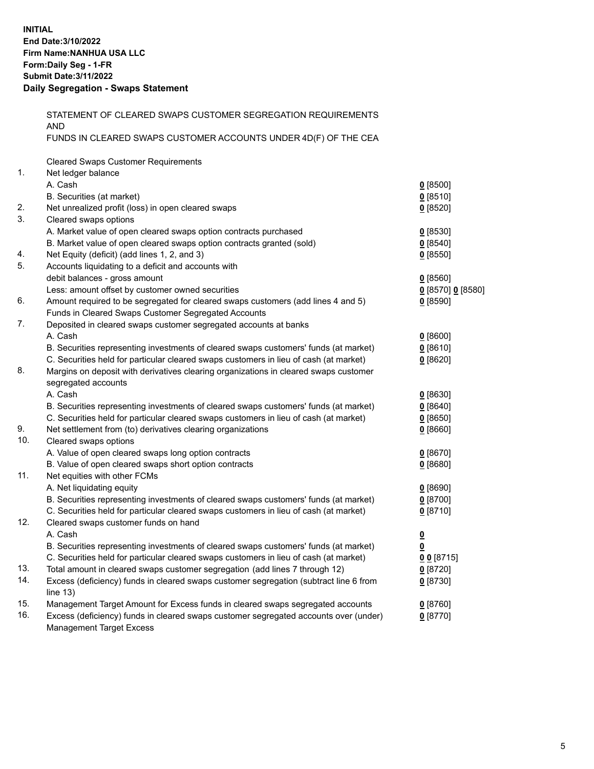**INITIAL**
**End Date:3/10/2022**
**Firm Name:NANHUA USA LLC**
**Form:Daily Seg - 1-FR**
**Submit Date:3/11/2022**
**Daily Segregation - Swaps Statement**

STATEMENT OF CLEARED SWAPS CUSTOMER SEGREGATION REQUIREMENTS AND FUNDS IN CLEARED SWAPS CUSTOMER ACCOUNTS UNDER 4D(F) OF THE CEA

| | | |
|---|---|---|
| | Cleared Swaps Customer Requirements | |
| 1. | Net ledger balance | |
| | A. Cash | 0 [8500] |
| | B. Securities (at market) | 0 [8510] |
| 2. | Net unrealized profit (loss) in open cleared swaps | 0 [8520] |
| 3. | Cleared swaps options | |
| | A. Market value of open cleared swaps option contracts purchased | 0 [8530] |
| | B. Market value of open cleared swaps option contracts granted (sold) | 0 [8540] |
| 4. | Net Equity (deficit) (add lines 1, 2, and 3) | 0 [8550] |
| 5. | Accounts liquidating to a deficit and accounts with debit balances - gross amount | 0 [8560] |
| | Less: amount offset by customer owned securities | 0 [8570] 0 [8580] |
| 6. | Amount required to be segregated for cleared swaps customers (add lines 4 and 5) | 0 [8590] |
| | Funds in Cleared Swaps Customer Segregated Accounts | |
| 7. | Deposited in cleared swaps customer segregated accounts at banks | |
| | A. Cash | 0 [8600] |
| | B. Securities representing investments of cleared swaps customers' funds (at market) | 0 [8610] |
| | C. Securities held for particular cleared swaps customers in lieu of cash (at market) | 0 [8620] |
| 8. | Margins on deposit with derivatives clearing organizations in cleared swaps customer segregated accounts | |
| | A. Cash | 0 [8630] |
| | B. Securities representing investments of cleared swaps customers' funds (at market) | 0 [8640] |
| | C. Securities held for particular cleared swaps customers in lieu of cash (at market) | 0 [8650] |
| 9. | Net settlement from (to) derivatives clearing organizations | 0 [8660] |
| 10. | Cleared swaps options | |
| | A. Value of open cleared swaps long option contracts | 0 [8670] |
| | B. Value of open cleared swaps short option contracts | 0 [8680] |
| 11. | Net equities with other FCMs | |
| | A. Net liquidating equity | 0 [8690] |
| | B. Securities representing investments of cleared swaps customers' funds (at market) | 0 [8700] |
| | C. Securities held for particular cleared swaps customers in lieu of cash (at market) | 0 [8710] |
| 12. | Cleared swaps customer funds on hand | |
| | A. Cash | 0 |
| | B. Securities representing investments of cleared swaps customers' funds (at market) | 0 |
| | C. Securities held for particular cleared swaps customers in lieu of cash (at market) | 0 0 [8715] |
| 13. | Total amount in cleared swaps customer segregation (add lines 7 through 12) | 0 [8720] |
| 14. | Excess (deficiency) funds in cleared swaps customer segregation (subtract line 6 from line 13) | 0 [8730] |
| 15. | Management Target Amount for Excess funds in cleared swaps segregated accounts | 0 [8760] |
| 16. | Excess (deficiency) funds in cleared swaps customer segregated accounts over (under) Management Target Excess | 0 [8770] |